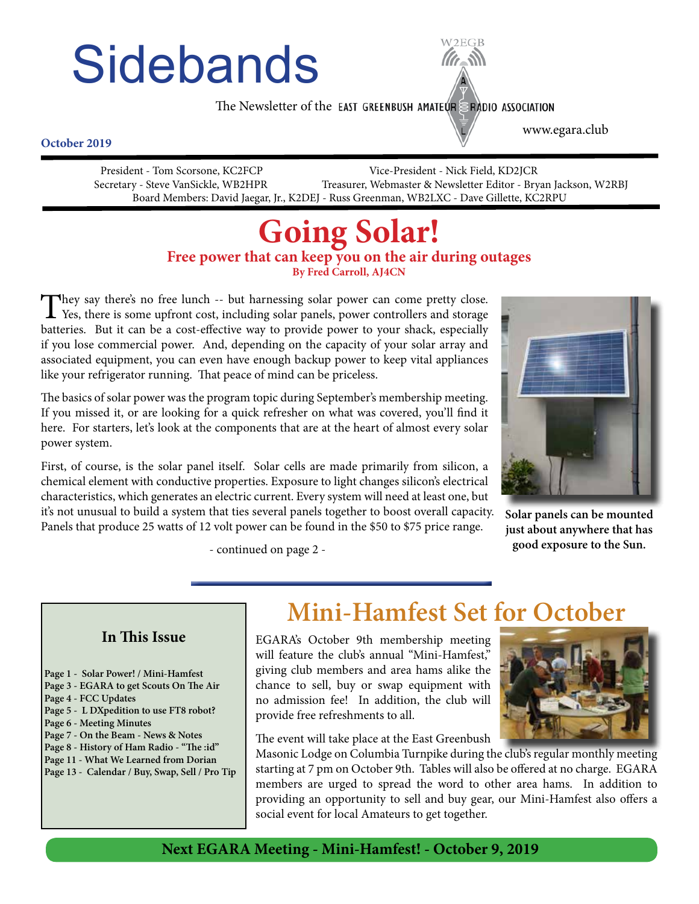# Sidebands

The Newsletter of the EAST GREENBUSH AMATEUR RADIO ASSOCIATION

W2EGB

www.egara.club

**October 2019**

President - Tom Scorsone, KC2FCP — Vice-President - Nick Field, KD2JCR
Secretary - Steve VanSickle, WB2HPR — Treasurer, Webmaster & Newsletter Editor - Bryan Jackson, W2RBJ
Board Members: David Jaegar, Jr., K2DEJ - Russ Greenman, WB2LXC - Dave Gillette, KC2RPU

## Going Solar!

### Free power that can keep you on the air during outages

**By Fred Carroll, AJ4CN**

They say there's no free lunch -- but harnessing solar power can come pretty close. Yes, there is some upfront cost, including solar panels, power controllers and storage batteries. But it can be a cost-effective way to provide power to your shack, especially if you lose commercial power. And, depending on the capacity of your solar array and associated equipment, you can even have enough backup power to keep vital appliances like your refrigerator running. That peace of mind can be priceless.

The basics of solar power was the program topic during September's membership meeting. If you missed it, or are looking for a quick refresher on what was covered, you'll find it here. For starters, let's look at the components that are at the heart of almost every solar power system.

First, of course, is the solar panel itself. Solar cells are made primarily from silicon, a chemical element with conductive properties. Exposure to light changes silicon's electrical characteristics, which generates an electric current. Every system will need at least one, but it's not unusual to build a system that ties several panels together to boost overall capacity. Panels that produce 25 watts of 12 volt power can be found in the \$50 to \$75 price range.

- continued on page 2 -

**Solar panels can be mounted just about anywhere that has good exposure to the Sun.**

### In This Issue

**Page 1 - Solar Power! / Mini-Hamfest**
**Page 3 - EGARA to get Scouts On The Air**
**Page 4 - FCC Updates**
**Page 5 - L DXpedition to use FT8 robot?**
**Page 6 - Meeting Minutes**
**Page 7 - On the Beam - News & Notes**
**Page 8 - History of Ham Radio - "The :id"**
**Page 11 - What We Learned from Dorian**
**Page 13 - Calendar / Buy, Swap, Sell / Pro Tip**

## Mini-Hamfest Set for October

EGARA's October 9th membership meeting will feature the club's annual "Mini-Hamfest," giving club members and area hams alike the chance to sell, buy or swap equipment with no admission fee! In addition, the club will provide free refreshments to all.

The event will take place at the East Greenbush Masonic Lodge on Columbia Turnpike during the club's regular monthly meeting starting at 7 pm on October 9th. Tables will also be offered at no charge. EGARA members are urged to spread the word to other area hams. In addition to providing an opportunity to sell and buy gear, our Mini-Hamfest also offers a social event for local Amateurs to get together.

**Next EGARA Meeting - Mini-Hamfest! - October 9, 2019**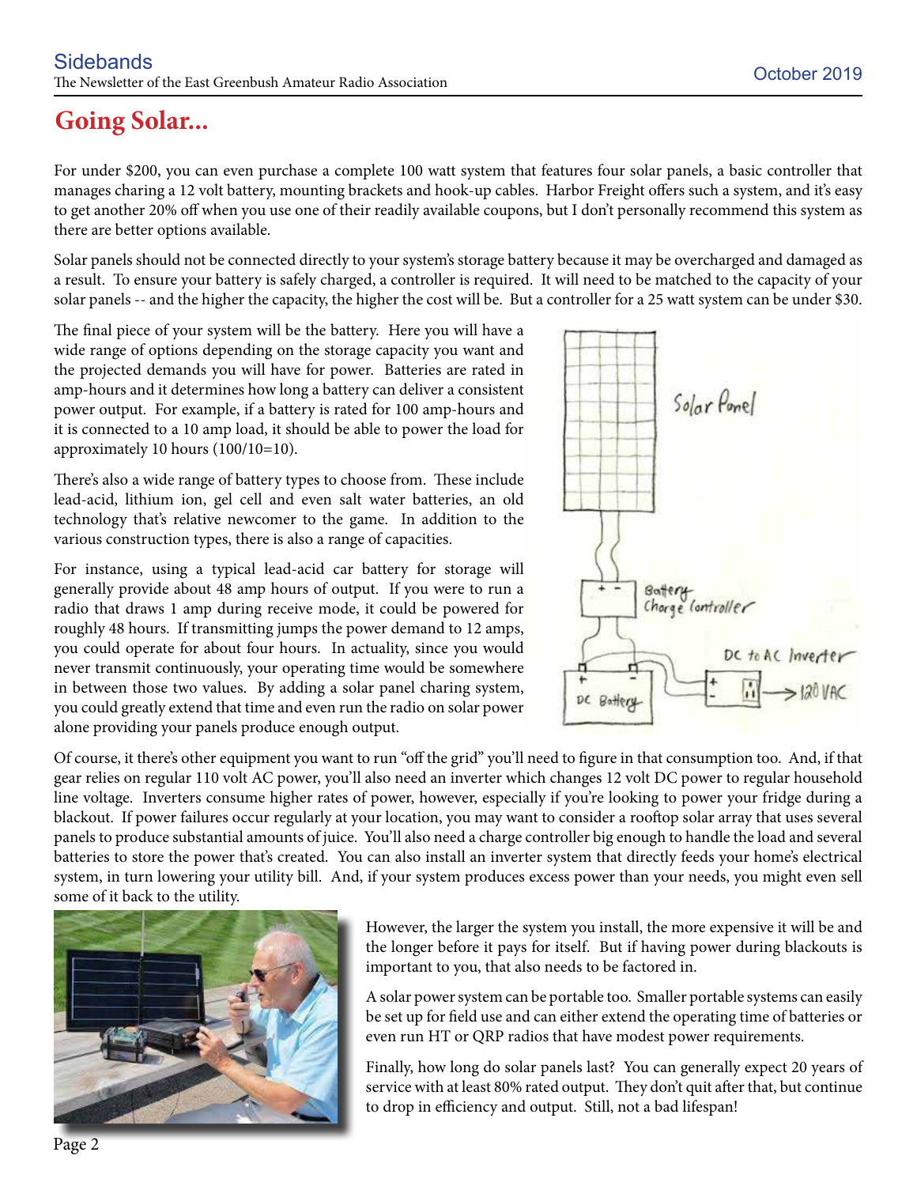# Going Solar...

For under $200, you can even purchase a complete 100 watt system that features four solar panels, a basic controller that manages charing a 12 volt battery, mounting brackets and hook-up cables. Harbor Freight offers such a system, and it's easy to get another 20% off when you use one of their readily available coupons, but I don't personally recommend this system as there are better options available.

Solar panels should not be connected directly to your system's storage battery because it may be overcharged and damaged as a result. To ensure your battery is safely charged, a controller is required. It will need to be matched to the capacity of your solar panels -- and the higher the capacity, the higher the cost will be. But a controller for a 25 watt system can be under $30.

The final piece of your system will be the battery. Here you will have a wide range of options depending on the storage capacity you want and the projected demands you will have for power. Batteries are rated in amp-hours and it determines how long a battery can deliver a consistent power output. For example, if a battery is rated for 100 amp-hours and it is connected to a 10 amp load, it should be able to power the load for approximately 10 hours (100/10=10).

There's also a wide range of battery types to choose from. These include lead-acid, lithium ion, gel cell and even salt water batteries, an old technology that's relative newcomer to the game. In addition to the various construction types, there is also a range of capacities.

For instance, using a typical lead-acid car battery for storage will generally provide about 48 amp hours of output. If you were to run a radio that draws 1 amp during receive mode, it could be powered for roughly 48 hours. If transmitting jumps the power demand to 12 amps, you could operate for about four hours. In actuality, since you would never transmit continuously, your operating time would be somewhere in between those two values. By adding a solar panel charging system, you could greatly extend that time and even run the radio on solar power alone providing your panels produce enough output.

Of course, it there's other equipment you want to run "off the grid" you'll need to figure in that consumption too. And, if that gear relies on regular 110 volt AC power, you'll also need an inverter which changes 12 volt DC power to regular household line voltage. Inverters consume higher rates of power, however, especially if you're looking to power your fridge during a blackout. If power failures occur regularly at your location, you may want to consider a rooftop solar array that uses several panels to produce substantial amounts of juice. You'll also need a charge controller big enough to handle the load and several batteries to store the power that's created. You can also install an inverter system that directly feeds your home's electrical system, in turn lowering your utility bill. And, if your system produces excess power than your needs, you might even sell some of it back to the utility.

However, the larger the system you install, the more expensive it will be and the longer before it pays for itself. But if having power during blackouts is important to you, that also needs to be factored in.

A solar power system can be portable too. Smaller portable systems can easily be set up for field use and can either extend the operating time of batteries or even run HT or QRP radios that have modest power requirements.

Finally, how long do solar panels last? You can generally expect 20 years of service with at least 80% rated output. They don't quit after that, but continue to drop in efficiency and output. Still, not a bad lifespan!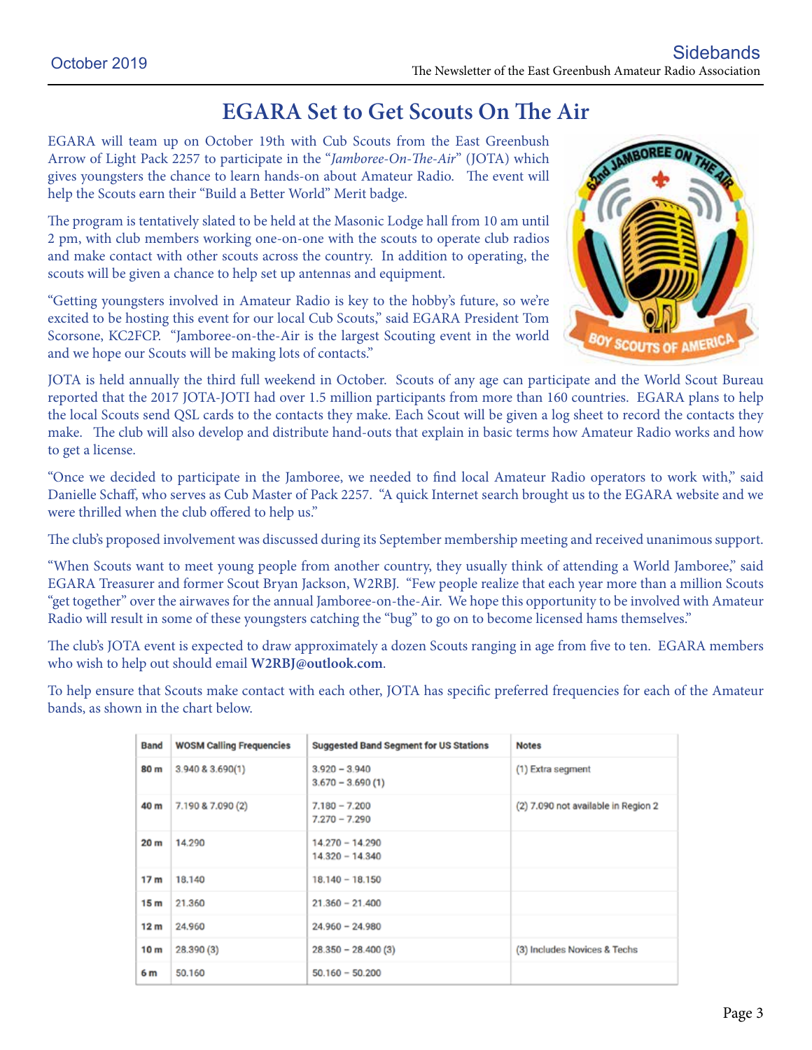# EGARA Set to Get Scouts On The Air

EGARA will team up on October 19th with Cub Scouts from the East Greenbush Arrow of Light Pack 2257 to participate in the "*Jamboree-On-The-Air*" (JOTA) which gives youngsters the chance to learn hands-on about Amateur Radio. The event will help the Scouts earn their "Build a Better World" Merit badge.

The program is tentatively slated to be held at the Masonic Lodge hall from 10 am until 2 pm, with club members working one-on-one with the scouts to operate club radios and make contact with other scouts across the country. In addition to operating, the scouts will be given a chance to help set up antennas and equipment.

"Getting youngsters involved in Amateur Radio is key to the hobby's future, so we're excited to be hosting this event for our local Cub Scouts," said EGARA President Tom Scorsone, KC2FCP. "Jamboree-on-the-Air is the largest Scouting event in the world and we hope our Scouts will be making lots of contacts."

JOTA is held annually the third full weekend in October. Scouts of any age can participate and the World Scout Bureau reported that the 2017 JOTA-JOTI had over 1.5 million participants from more than 160 countries. EGARA plans to help the local Scouts send QSL cards to the contacts they make. Each Scout will be given a log sheet to record the contacts they make. The club will also develop and distribute hand-outs that explain in basic terms how Amateur Radio works and how to get a license.

"Once we decided to participate in the Jamboree, we needed to find local Amateur Radio operators to work with," said Danielle Schaff, who serves as Cub Master of Pack 2257. "A quick Internet search brought us to the EGARA website and we were thrilled when the club offered to help us."

The club's proposed involvement was discussed during its September membership meeting and received unanimous support.

"When Scouts want to meet young people from another country, they usually think of attending a World Jamboree," said EGARA Treasurer and former Scout Bryan Jackson, W2RBJ. "Few people realize that each year more than a million Scouts "get together" over the airwaves for the annual Jamboree-on-the-Air. We hope this opportunity to be involved with Amateur Radio will result in some of these youngsters catching the "bug" to go on to become licensed hams themselves."

The club's JOTA event is expected to draw approximately a dozen Scouts ranging in age from five to ten. EGARA members who wish to help out should email **W2RBJ@outlook.com**.

To help ensure that Scouts make contact with each other, JOTA has specific preferred frequencies for each of the Amateur bands, as shown in the chart below.

| Band | WOSM Calling Frequencies | Suggested Band Segment for US Stations | Notes |
|---|---|---|---|
| 80 m | 3.940 & 3.690(1) | 3.920 – 3.940<br>3.670 – 3.690 (1) | (1) Extra segment |
| 40 m | 7.190 & 7.090 (2) | 7.180 – 7.200<br>7.270 – 7.290 | (2) 7.090 not available in Region 2 |
| 20 m | 14.290 | 14.270 – 14.290<br>14.320 – 14.340 | |
| 17 m | 18.140 | 18.140 – 18.150 | |
| 15 m | 21.360 | 21.360 – 21.400 | |
| 12 m | 24.960 | 24.960 – 24.980 | |
| 10 m | 28.390 (3) | 28.350 – 28.400 (3) | (3) Includes Novices & Techs |
| 6 m | 50.160 | 50.160 – 50.200 | |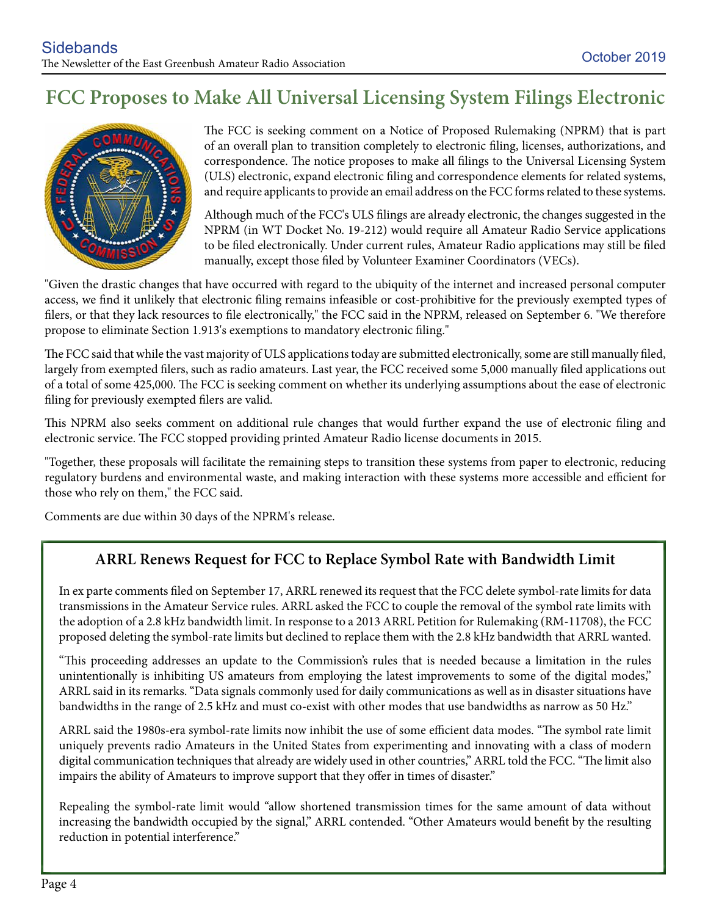# FCC Proposes to Make All Universal Licensing System Filings Electronic

The FCC is seeking comment on a Notice of Proposed Rulemaking (NPRM) that is part of an overall plan to transition completely to electronic filing, licenses, authorizations, and correspondence. The notice proposes to make all filings to the Universal Licensing System (ULS) electronic, expand electronic filing and correspondence elements for related systems, and require applicants to provide an email address on the FCC forms related to these systems.

Although much of the FCC's ULS filings are already electronic, the changes suggested in the NPRM (in WT Docket No. 19-212) would require all Amateur Radio Service applications to be filed electronically. Under current rules, Amateur Radio applications may still be filed manually, except those filed by Volunteer Examiner Coordinators (VECs).

"Given the drastic changes that have occurred with regard to the ubiquity of the internet and increased personal computer access, we find it unlikely that electronic filing remains infeasible or cost-prohibitive for the previously exempted types of filers, or that they lack resources to file electronically," the FCC said in the NPRM, released on September 6. "We therefore propose to eliminate Section 1.913's exemptions to mandatory electronic filing."

The FCC said that while the vast majority of ULS applications today are submitted electronically, some are still manually filed, largely from exempted filers, such as radio amateurs. Last year, the FCC received some 5,000 manually filed applications out of a total of some 425,000. The FCC is seeking comment on whether its underlying assumptions about the ease of electronic filing for previously exempted filers are valid.

This NPRM also seeks comment on additional rule changes that would further expand the use of electronic filing and electronic service. The FCC stopped providing printed Amateur Radio license documents in 2015.

"Together, these proposals will facilitate the remaining steps to transition these systems from paper to electronic, reducing regulatory burdens and environmental waste, and making interaction with these systems more accessible and efficient for those who rely on them," the FCC said.

Comments are due within 30 days of the NPRM's release.

## ARRL Renews Request for FCC to Replace Symbol Rate with Bandwidth Limit

In ex parte comments filed on September 17, ARRL renewed its request that the FCC delete symbol-rate limits for data transmissions in the Amateur Service rules. ARRL asked the FCC to couple the removal of the symbol rate limits with the adoption of a 2.8 kHz bandwidth limit. In response to a 2013 ARRL Petition for Rulemaking (RM-11708), the FCC proposed deleting the symbol-rate limits but declined to replace them with the 2.8 kHz bandwidth that ARRL wanted.

"This proceeding addresses an update to the Commission's rules that is needed because a limitation in the rules unintentionally is inhibiting US amateurs from employing the latest improvements to some of the digital modes," ARRL said in its remarks. "Data signals commonly used for daily communications as well as in disaster situations have bandwidths in the range of 2.5 kHz and must co-exist with other modes that use bandwidths as narrow as 50 Hz."

ARRL said the 1980s-era symbol-rate limits now inhibit the use of some efficient data modes. "The symbol rate limit uniquely prevents radio Amateurs in the United States from experimenting and innovating with a class of modern digital communication techniques that already are widely used in other countries," ARRL told the FCC. "The limit also impairs the ability of Amateurs to improve support that they offer in times of disaster."

Repealing the symbol-rate limit would "allow shortened transmission times for the same amount of data without increasing the bandwidth occupied by the signal," ARRL contended. "Other Amateurs would benefit by the resulting reduction in potential interference."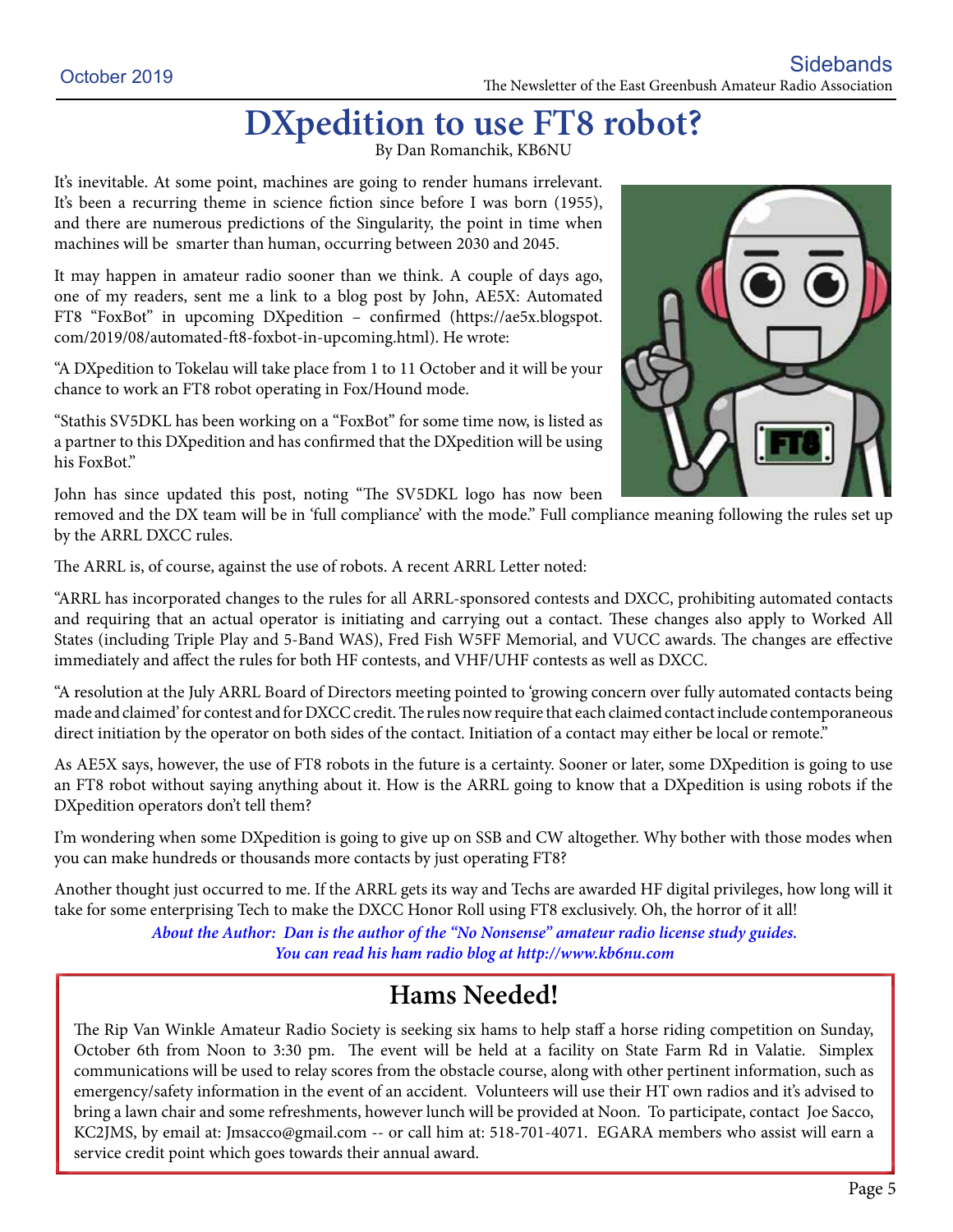# DXpedition to use FT8 robot?

By Dan Romanchik, KB6NU

It's inevitable. At some point, machines are going to render humans irrelevant. It's been a recurring theme in science fiction since before I was born (1955), and there are numerous predictions of the Singularity, the point in time when machines will be smarter than human, occurring between 2030 and 2045.

It may happen in amateur radio sooner than we think. A couple of days ago, one of my readers, sent me a link to a blog post by John, AE5X: Automated FT8 "FoxBot" in upcoming DXpedition – confirmed (https://ae5x.blogspot.com/2019/08/automated-ft8-foxbot-in-upcoming.html). He wrote:

"A DXpedition to Tokelau will take place from 1 to 11 October and it will be your chance to work an FT8 robot operating in Fox/Hound mode.

"Stathis SV5DKL has been working on a "FoxBot" for some time now, is listed as a partner to this DXpedition and has confirmed that the DXpedition will be using his FoxBot."

John has since updated this post, noting "The SV5DKL logo has now been removed and the DX team will be in 'full compliance' with the mode." Full compliance meaning following the rules set up by the ARRL DXCC rules.

The ARRL is, of course, against the use of robots. A recent ARRL Letter noted:

"ARRL has incorporated changes to the rules for all ARRL-sponsored contests and DXCC, prohibiting automated contacts and requiring that an actual operator is initiating and carrying out a contact. These changes also apply to Worked All States (including Triple Play and 5-Band WAS), Fred Fish W5FF Memorial, and VUCC awards. The changes are effective immediately and affect the rules for both HF contests, and VHF/UHF contests as well as DXCC.

"A resolution at the July ARRL Board of Directors meeting pointed to 'growing concern over fully automated contacts being made and claimed' for contest and for DXCC credit. The rules now require that each claimed contact include contemporaneous direct initiation by the operator on both sides of the contact. Initiation of a contact may either be local or remote."

As AE5X says, however, the use of FT8 robots in the future is a certainty. Sooner or later, some DXpedition is going to use an FT8 robot without saying anything about it. How is the ARRL going to know that a DXpedition is using robots if the DXpedition operators don't tell them?

I'm wondering when some DXpedition is going to give up on SSB and CW altogether. Why bother with those modes when you can make hundreds or thousands more contacts by just operating FT8?

Another thought just occurred to me. If the ARRL gets its way and Techs are awarded HF digital privileges, how long will it take for some enterprising Tech to make the DXCC Honor Roll using FT8 exclusively. Oh, the horror of it all!

*About the Author: Dan is the author of the "No Nonsense" amateur radio license study guides. You can read his ham radio blog at http://www.kb6nu.com*

## Hams Needed!

The Rip Van Winkle Amateur Radio Society is seeking six hams to help staff a horse riding competition on Sunday, October 6th from Noon to 3:30 pm. The event will be held at a facility on State Farm Rd in Valatie. Simplex communications will be used to relay scores from the obstacle course, along with other pertinent information, such as emergency/safety information in the event of an accident. Volunteers will use their HT own radios and it's advised to bring a lawn chair and some refreshments, however lunch will be provided at Noon. To participate, contact Joe Sacco, KC2JMS, by email at: Jmsacco@gmail.com -- or call him at: 518-701-4071. EGARA members who assist will earn a service credit point which goes towards their annual award.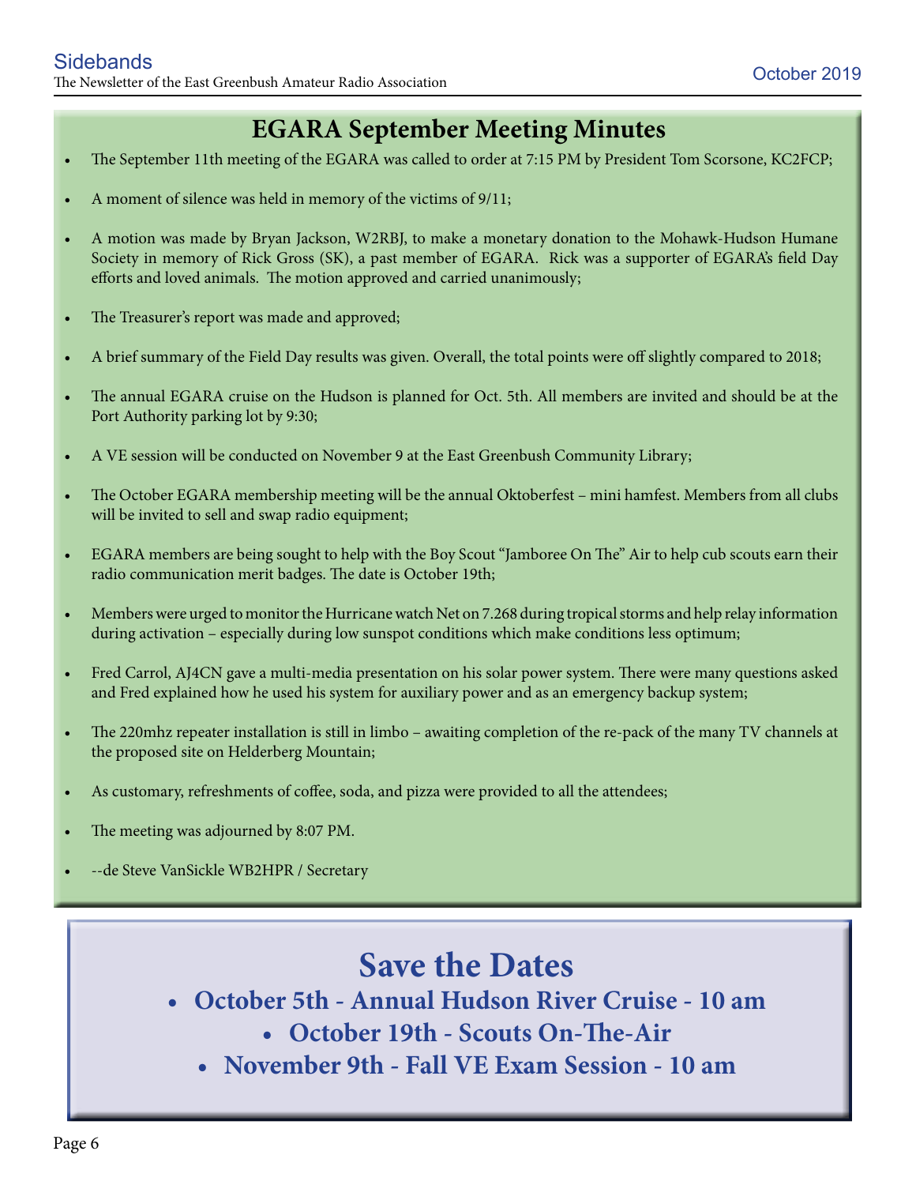# EGARA September Meeting Minutes

- The September 11th meeting of the EGARA was called to order at 7:15 PM by President Tom Scorsone, KC2FCP;
- A moment of silence was held in memory of the victims of 9/11;
- A motion was made by Bryan Jackson, W2RBJ, to make a monetary donation to the Mohawk-Hudson Humane Society in memory of Rick Gross (SK), a past member of EGARA. Rick was a supporter of EGARA's field Day efforts and loved animals. The motion approved and carried unanimously;
- The Treasurer's report was made and approved;
- A brief summary of the Field Day results was given. Overall, the total points were off slightly compared to 2018;
- The annual EGARA cruise on the Hudson is planned for Oct. 5th. All members are invited and should be at the Port Authority parking lot by 9:30;
- A VE session will be conducted on November 9 at the East Greenbush Community Library;
- The October EGARA membership meeting will be the annual Oktoberfest – mini hamfest. Members from all clubs will be invited to sell and swap radio equipment;
- EGARA members are being sought to help with the Boy Scout "Jamboree On The" Air to help cub scouts earn their radio communication merit badges. The date is October 19th;
- Members were urged to monitor the Hurricane watch Net on 7.268 during tropical storms and help relay information during activation – especially during low sunspot conditions which make conditions less optimum;
- Fred Carrol, AJ4CN gave a multi-media presentation on his solar power system. There were many questions asked and Fred explained how he used his system for auxiliary power and as an emergency backup system;
- The 220mhz repeater installation is still in limbo – awaiting completion of the re-pack of the many TV channels at the proposed site on Helderberg Mountain;
- As customary, refreshments of coffee, soda, and pizza were provided to all the attendees;
- The meeting was adjourned by 8:07 PM.
- --de Steve VanSickle WB2HPR / Secretary

# Save the Dates

- **October 5th - Annual Hudson River Cruise - 10 am**
- **October 19th - Scouts On-The-Air**
- **November 9th - Fall VE Exam Session - 10 am**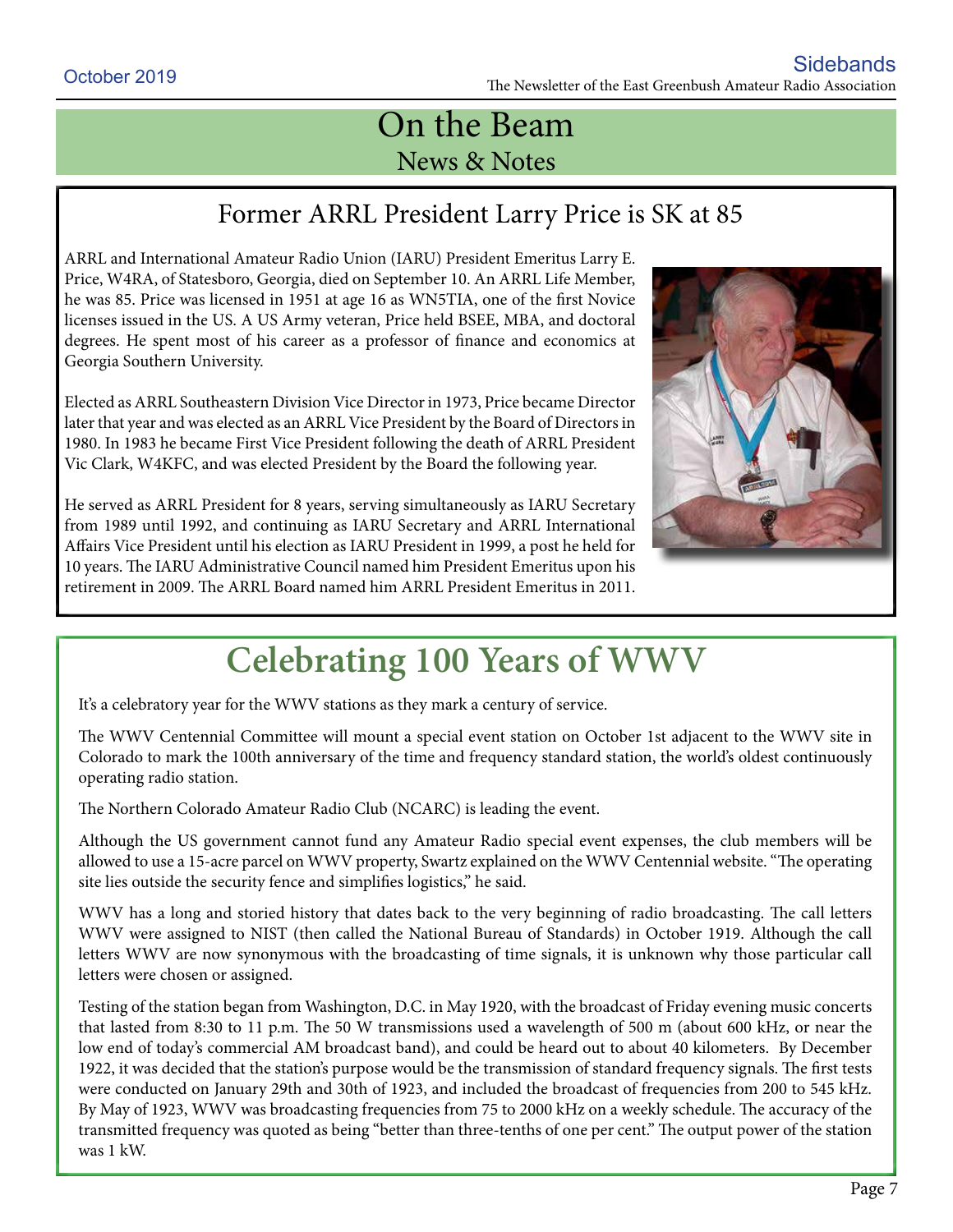# On the Beam

## News & Notes

## Former ARRL President Larry Price is SK at 85

ARRL and International Amateur Radio Union (IARU) President Emeritus Larry E. Price, W4RA, of Statesboro, Georgia, died on September 10. An ARRL Life Member, he was 85. Price was licensed in 1951 at age 16 as WN5TIA, one of the first Novice licenses issued in the US. A US Army veteran, Price held BSEE, MBA, and doctoral degrees. He spent most of his career as a professor of finance and economics at Georgia Southern University.

Elected as ARRL Southeastern Division Vice Director in 1973, Price became Director later that year and was elected as an ARRL Vice President by the Board of Directors in 1980. In 1983 he became First Vice President following the death of ARRL President Vic Clark, W4KFC, and was elected President by the Board the following year.

He served as ARRL President for 8 years, serving simultaneously as IARU Secretary from 1989 until 1992, and continuing as IARU Secretary and ARRL International Affairs Vice President until his election as IARU President in 1999, a post he held for 10 years. The IARU Administrative Council named him President Emeritus upon his retirement in 2009. The ARRL Board named him ARRL President Emeritus in 2011.

## Celebrating 100 Years of WWV

It's a celebratory year for the WWV stations as they mark a century of service.

The WWV Centennial Committee will mount a special event station on October 1st adjacent to the WWV site in Colorado to mark the 100th anniversary of the time and frequency standard station, the world's oldest continuously operating radio station.

The Northern Colorado Amateur Radio Club (NCARC) is leading the event.

Although the US government cannot fund any Amateur Radio special event expenses, the club members will be allowed to use a 15-acre parcel on WWV property, Swartz explained on the WWV Centennial website. "The operating site lies outside the security fence and simplifies logistics," he said.

WWV has a long and storied history that dates back to the very beginning of radio broadcasting. The call letters WWV were assigned to NIST (then called the National Bureau of Standards) in October 1919. Although the call letters WWV are now synonymous with the broadcasting of time signals, it is unknown why those particular call letters were chosen or assigned.

Testing of the station began from Washington, D.C. in May 1920, with the broadcast of Friday evening music concerts that lasted from 8:30 to 11 p.m. The 50 W transmissions used a wavelength of 500 m (about 600 kHz, or near the low end of today's commercial AM broadcast band), and could be heard out to about 40 kilometers. By December 1922, it was decided that the station's purpose would be the transmission of standard frequency signals. The first tests were conducted on January 29th and 30th of 1923, and included the broadcast of frequencies from 200 to 545 kHz. By May of 1923, WWV was broadcasting frequencies from 75 to 2000 kHz on a weekly schedule. The accuracy of the transmitted frequency was quoted as being "better than three-tenths of one per cent." The output power of the station was 1 kW.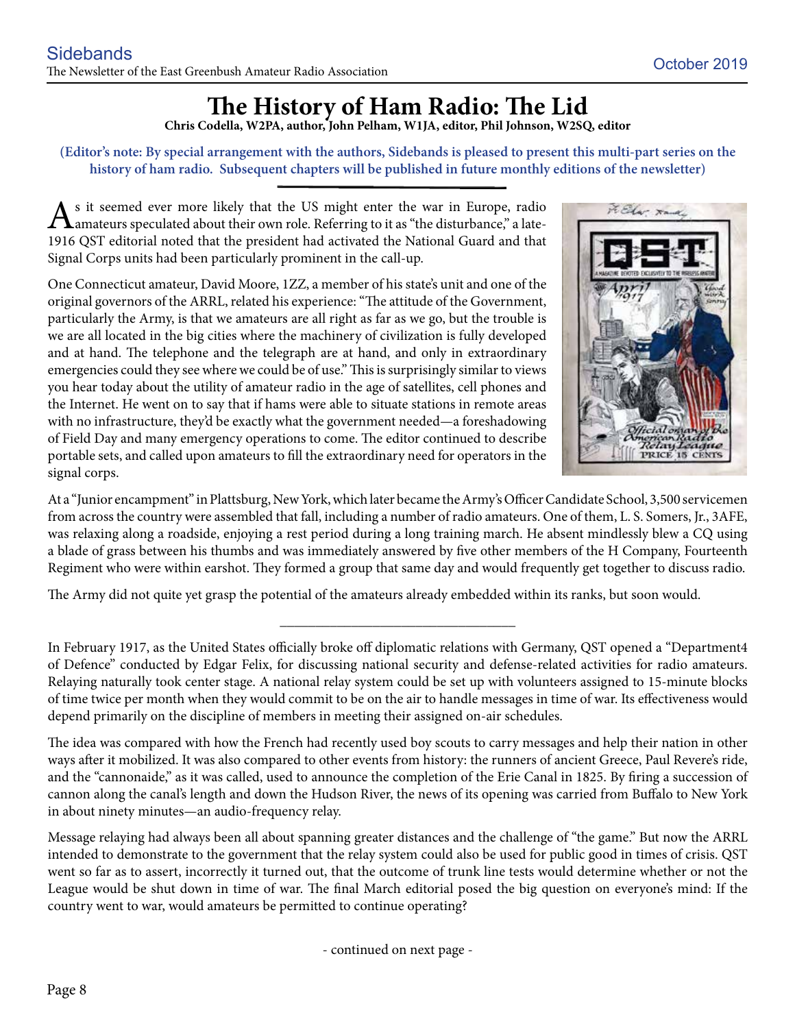# The History of Ham Radio: The Lid

**Chris Codella, W2PA, author, John Pelham, W1JA, editor, Phil Johnson, W2SQ, editor**

**(Editor's note: By special arrangement with the authors, Sidebands is pleased to present this multi-part series on the history of ham radio. Subsequent chapters will be published in future monthly editions of the newsletter)**

As it seemed ever more likely that the US might enter the war in Europe, radio amateurs speculated about their own role. Referring to it as "the disturbance," a late-1916 QST editorial noted that the president had activated the National Guard and that Signal Corps units had been particularly prominent in the call-up.

One Connecticut amateur, David Moore, 1ZZ, a member of his state's unit and one of the original governors of the ARRL, related his experience: "The attitude of the Government, particularly the Army, is that we amateurs are all right as far as we go, but the trouble is we are all located in the big cities where the machinery of civilization is fully developed and at hand. The telephone and the telegraph are at hand, and only in extraordinary emergencies could they see where we could be of use." This is surprisingly similar to views you hear today about the utility of amateur radio in the age of satellites, cell phones and the Internet. He went on to say that if hams were able to situate stations in remote areas with no infrastructure, they'd be exactly what the government needed—a foreshadowing of Field Day and many emergency operations to come. The editor continued to describe portable sets, and called upon amateurs to fill the extraordinary need for operators in the signal corps.

At a "Junior encampment" in Plattsburg, New York, which later became the Army's Officer Candidate School, 3,500 servicemen from across the country were assembled that fall, including a number of radio amateurs. One of them, L. S. Somers, Jr., 3AFE, was relaxing along a roadside, enjoying a rest period during a long training march. He absent mindlessly blew a CQ using a blade of grass between his thumbs and was immediately answered by five other members of the H Company, Fourteenth Regiment who were within earshot. They formed a group that same day and would frequently get together to discuss radio.

The Army did not quite yet grasp the potential of the amateurs already embedded within its ranks, but soon would.

---

In February 1917, as the United States officially broke off diplomatic relations with Germany, QST opened a "Department4 of Defence" conducted by Edgar Felix, for discussing national security and defense-related activities for radio amateurs. Relaying naturally took center stage. A national relay system could be set up with volunteers assigned to 15-minute blocks of time twice per month when they would commit to be on the air to handle messages in time of war. Its effectiveness would depend primarily on the discipline of members in meeting their assigned on-air schedules.

The idea was compared with how the French had recently used boy scouts to carry messages and help their nation in other ways after it mobilized. It was also compared to other events from history: the runners of ancient Greece, Paul Revere's ride, and the "cannonaide," as it was called, used to announce the completion of the Erie Canal in 1825. By firing a succession of cannon along the canal's length and down the Hudson River, the news of its opening was carried from Buffalo to New York in about ninety minutes—an audio-frequency relay.

Message relaying had always been all about spanning greater distances and the challenge of "the game." But now the ARRL intended to demonstrate to the government that the relay system could also be used for public good in times of crisis. QST went so far as to assert, incorrectly it turned out, that the outcome of trunk line tests would determine whether or not the League would be shut down in time of war. The final March editorial posed the big question on everyone's mind: If the country went to war, would amateurs be permitted to continue operating?

- continued on next page -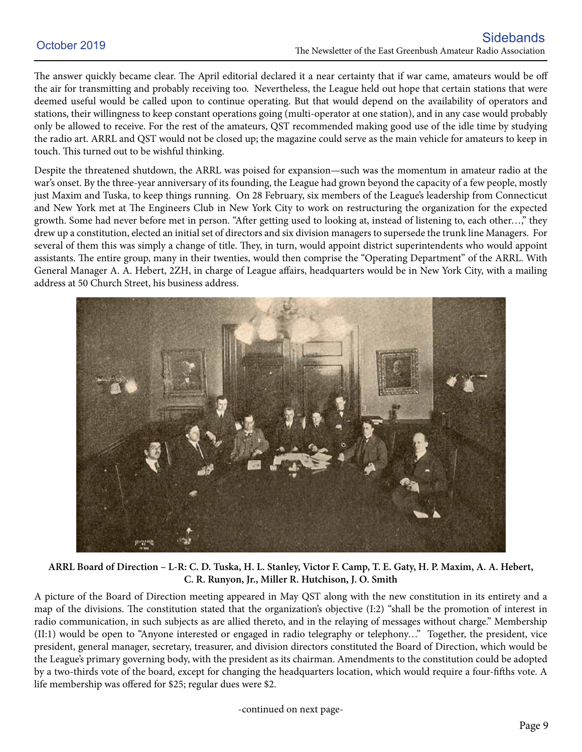The answer quickly became clear. The April editorial declared it a near certainty that if war came, amateurs would be off the air for transmitting and probably receiving too. Nevertheless, the League held out hope that certain stations that were deemed useful would be called upon to continue operating. But that would depend on the availability of operators and stations, their willingness to keep constant operations going (multi-operator at one station), and in any case would probably only be allowed to receive. For the rest of the amateurs, QST recommended making good use of the idle time by studying the radio art. ARRL and QST would not be closed up; the magazine could serve as the main vehicle for amateurs to keep in touch. This turned out to be wishful thinking.

Despite the threatened shutdown, the ARRL was poised for expansion—such was the momentum in amateur radio at the war's onset. By the three-year anniversary of its founding, the League had grown beyond the capacity of a few people, mostly just Maxim and Tuska, to keep things running. On 28 February, six members of the League's leadership from Connecticut and New York met at The Engineers Club in New York City to work on restructuring the organization for the expected growth. Some had never before met in person. "After getting used to looking at, instead of listening to, each other…," they drew up a constitution, elected an initial set of directors and six division managers to supersede the trunk line Managers. For several of them this was simply a change of title. They, in turn, would appoint district superintendents who would appoint assistants. The entire group, many in their twenties, would then comprise the "Operating Department" of the ARRL. With General Manager A. A. Hebert, 2ZH, in charge of League affairs, headquarters would be in New York City, with a mailing address at 50 Church Street, his business address.

**ARRL Board of Direction – L-R: C. D. Tuska, H. L. Stanley, Victor F. Camp, T. E. Gaty, H. P. Maxim, A. A. Hebert, C. R. Runyon, Jr., Miller R. Hutchison, J. O. Smith**

A picture of the Board of Direction meeting appeared in May QST along with the new constitution in its entirety and a map of the divisions. The constitution stated that the organization's objective (I:2) "shall be the promotion of interest in radio communication, in such subjects as are allied thereto, and in the relaying of messages without charge." Membership (II:1) would be open to "Anyone interested or engaged in radio telegraphy or telephony…" Together, the president, vice president, general manager, secretary, treasurer, and division directors constituted the Board of Direction, which would be the League's primary governing body, with the president as its chairman. Amendments to the constitution could be adopted by a two-thirds vote of the board, except for changing the headquarters location, which would require a four-fifths vote. A life membership was offered for $25; regular dues were $2.

-continued on next page-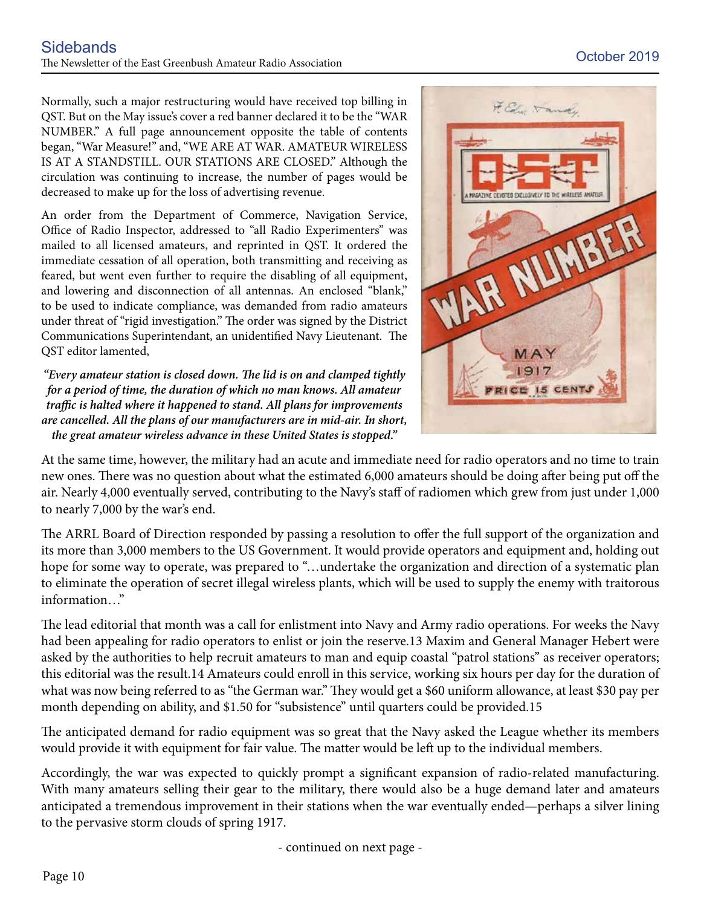Normally, such a major restructuring would have received top billing in QST. But on the May issue's cover a red banner declared it to be the "WAR NUMBER." A full page announcement opposite the table of contents began, "War Measure!" and, "WE ARE AT WAR. AMATEUR WIRELESS IS AT A STANDSTILL. OUR STATIONS ARE CLOSED." Although the circulation was continuing to increase, the number of pages would be decreased to make up for the loss of advertising revenue.

An order from the Department of Commerce, Navigation Service, Office of Radio Inspector, addressed to "all Radio Experimenters" was mailed to all licensed amateurs, and reprinted in QST. It ordered the immediate cessation of all operation, both transmitting and receiving as feared, but went even further to require the disabling of all equipment, and lowering and disconnection of all antennas. An enclosed "blank," to be used to indicate compliance, was demanded from radio amateurs under threat of "rigid investigation." The order was signed by the District Communications Superintendant, an unidentified Navy Lieutenant. The QST editor lamented,

> ***"Every amateur station is closed down. The lid is on and clamped tightly for a period of time, the duration of which no man knows. All amateur traffic is halted where it happened to stand. All plans for improvements are cancelled. All the plans of our manufacturers are in mid-air. In short, the great amateur wireless advance in these United States is stopped."***

At the same time, however, the military had an acute and immediate need for radio operators and no time to train new ones. There was no question about what the estimated 6,000 amateurs should be doing after being put off the air. Nearly 4,000 eventually served, contributing to the Navy's staff of radiomen which grew from just under 1,000 to nearly 7,000 by the war's end.

The ARRL Board of Direction responded by passing a resolution to offer the full support of the organization and its more than 3,000 members to the US Government. It would provide operators and equipment and, holding out hope for some way to operate, was prepared to "…undertake the organization and direction of a systematic plan to eliminate the operation of secret illegal wireless plants, which will be used to supply the enemy with traitorous information…"

The lead editorial that month was a call for enlistment into Navy and Army radio operations. For weeks the Navy had been appealing for radio operators to enlist or join the reserve.13 Maxim and General Manager Hebert were asked by the authorities to help recruit amateurs to man and equip coastal "patrol stations" as receiver operators; this editorial was the result.14 Amateurs could enroll in this service, working six hours per day for the duration of what was now being referred to as "the German war." They would get a $60 uniform allowance, at least $30 pay per month depending on ability, and $1.50 for "subsistence" until quarters could be provided.15

The anticipated demand for radio equipment was so great that the Navy asked the League whether its members would provide it with equipment for fair value. The matter would be left up to the individual members.

Accordingly, the war was expected to quickly prompt a significant expansion of radio-related manufacturing. With many amateurs selling their gear to the military, there would also be a huge demand later and amateurs anticipated a tremendous improvement in their stations when the war eventually ended—perhaps a silver lining to the pervasive storm clouds of spring 1917.

- continued on next page -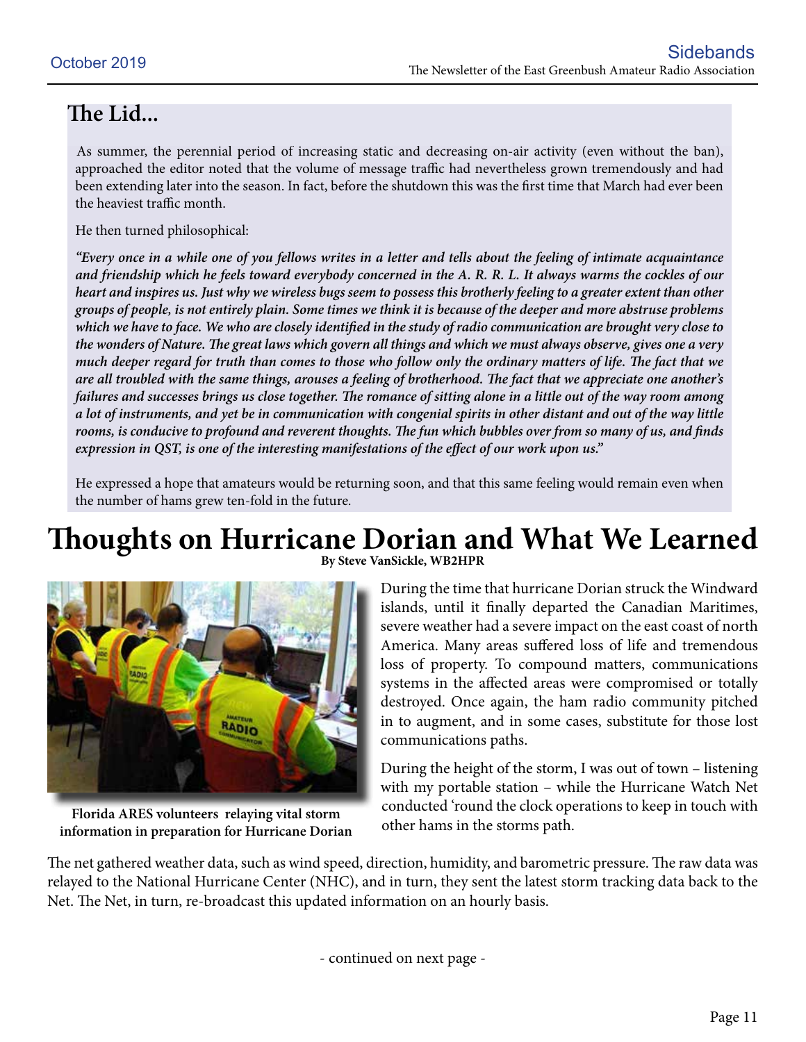## The Lid...

As summer, the perennial period of increasing static and decreasing on-air activity (even without the ban), approached the editor noted that the volume of message traffic had nevertheless grown tremendously and had been extending later into the season. In fact, before the shutdown this was the first time that March had ever been the heaviest traffic month.

He then turned philosophical:

***"Every once in a while one of you fellows writes in a letter and tells about the feeling of intimate acquaintance and friendship which he feels toward everybody concerned in the A. R. R. L. It always warms the cockles of our heart and inspires us. Just why we wireless bugs seem to possess this brotherly feeling to a greater extent than other groups of people, is not entirely plain. Some times we think it is because of the deeper and more abstruse problems which we have to face. We who are closely identified in the study of radio communication are brought very close to the wonders of Nature. The great laws which govern all things and which we must always observe, gives one a very much deeper regard for truth than comes to those who follow only the ordinary matters of life. The fact that we are all troubled with the same things, arouses a feeling of brotherhood. The fact that we appreciate one another's failures and successes brings us close together. The romance of sitting alone in a little out of the way room among a lot of instruments, and yet be in communication with congenial spirits in other distant and out of the way little rooms, is conducive to profound and reverent thoughts. The fun which bubbles over from so many of us, and finds expression in QST, is one of the interesting manifestations of the effect of our work upon us."***

He expressed a hope that amateurs would be returning soon, and that this same feeling would remain even when the number of hams grew ten-fold in the future.

# Thoughts on Hurricane Dorian and What We Learned

**By Steve VanSickle, WB2HPR**

**Florida ARES volunteers relaying vital storm information in preparation for Hurricane Dorian**

During the time that hurricane Dorian struck the Windward islands, until it finally departed the Canadian Maritimes, severe weather had a severe impact on the east coast of north America. Many areas suffered loss of life and tremendous loss of property. To compound matters, communications systems in the affected areas were compromised or totally destroyed. Once again, the ham radio community pitched in to augment, and in some cases, substitute for those lost communications paths.

During the height of the storm, I was out of town – listening with my portable station – while the Hurricane Watch Net conducted 'round the clock operations to keep in touch with other hams in the storms path.

The net gathered weather data, such as wind speed, direction, humidity, and barometric pressure. The raw data was relayed to the National Hurricane Center (NHC), and in turn, they sent the latest storm tracking data back to the Net. The Net, in turn, re-broadcast this updated information on an hourly basis.

- continued on next page -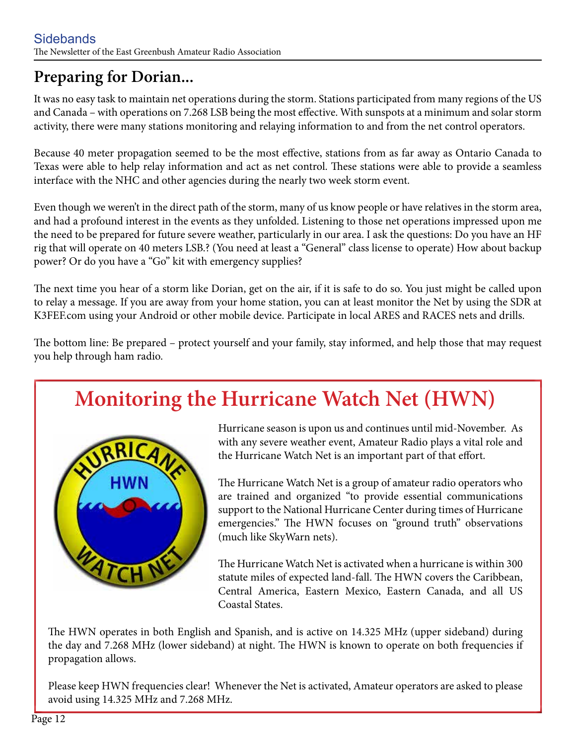## Preparing for Dorian...

It was no easy task to maintain net operations during the storm. Stations participated from many regions of the US and Canada – with operations on 7.268 LSB being the most effective. With sunspots at a minimum and solar storm activity, there were many stations monitoring and relaying information to and from the net control operators.

Because 40 meter propagation seemed to be the most effective, stations from as far away as Ontario Canada to Texas were able to help relay information and act as net control. These stations were able to provide a seamless interface with the NHC and other agencies during the nearly two week storm event.

Even though we weren't in the direct path of the storm, many of us know people or have relatives in the storm area, and had a profound interest in the events as they unfolded. Listening to those net operations impressed upon me the need to be prepared for future severe weather, particularly in our area. I ask the questions: Do you have an HF rig that will operate on 40 meters LSB.? (You need at least a "General" class license to operate) How about backup power? Or do you have a "Go" kit with emergency supplies?

The next time you hear of a storm like Dorian, get on the air, if it is safe to do so. You just might be called upon to relay a message. If you are away from your home station, you can at least monitor the Net by using the SDR at K3FEF.com using your Android or other mobile device. Participate in local ARES and RACES nets and drills.

The bottom line: Be prepared – protect yourself and your family, stay informed, and help those that may request you help through ham radio.

## Monitoring the Hurricane Watch Net (HWN)

Hurricane season is upon us and continues until mid-November. As with any severe weather event, Amateur Radio plays a vital role and the Hurricane Watch Net is an important part of that effort.

The Hurricane Watch Net is a group of amateur radio operators who are trained and organized "to provide essential communications support to the National Hurricane Center during times of Hurricane emergencies." The HWN focuses on "ground truth" observations (much like SkyWarn nets).

The Hurricane Watch Net is activated when a hurricane is within 300 statute miles of expected land-fall. The HWN covers the Caribbean, Central America, Eastern Mexico, Eastern Canada, and all US Coastal States.

The HWN operates in both English and Spanish, and is active on 14.325 MHz (upper sideband) during the day and 7.268 MHz (lower sideband) at night. The HWN is known to operate on both frequencies if propagation allows.

Please keep HWN frequencies clear! Whenever the Net is activated, Amateur operators are asked to please avoid using 14.325 MHz and 7.268 MHz.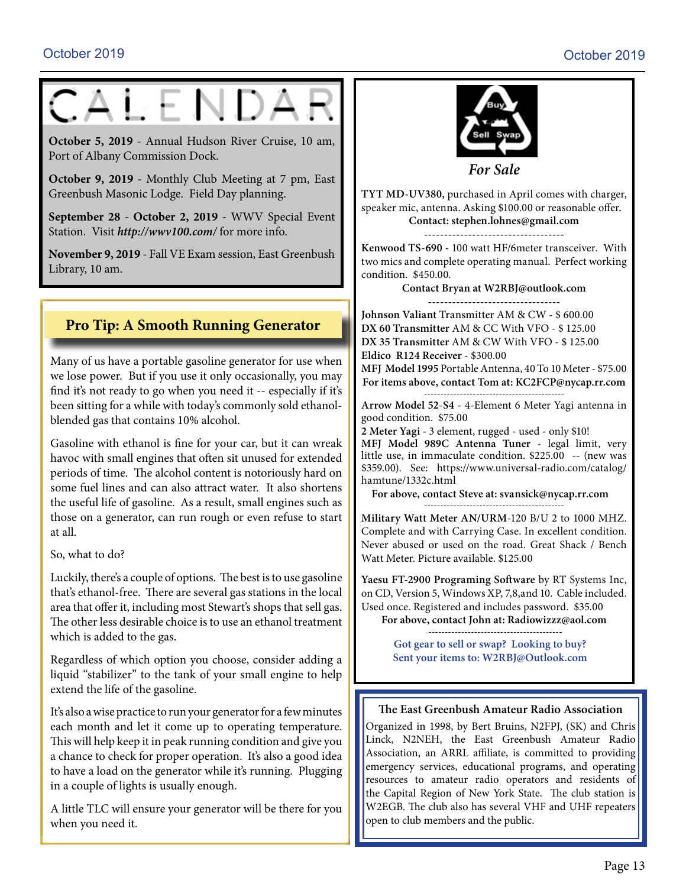# CALENDAR

**October 5, 2019** - Annual Hudson River Cruise, 10 am, Port of Albany Commission Dock.

**October 9, 2019** - Monthly Club Meeting at 7 pm, East Greenbush Masonic Lodge. Field Day planning.

**September 28 - October 2, 2019** - WWV Special Event Station. Visit ***http://wwv100.com/*** for more info.

**November 9, 2019** - Fall VE Exam session, East Greenbush Library, 10 am.

## Pro Tip: A Smooth Running Generator

Many of us have a portable gasoline generator for use when we lose power. But if you use it only occasionally, you may find it's not ready to go when you need it -- especially if it's been sitting for a while with today's commonly sold ethanol-blended gas that contains 10% alcohol.

Gasoline with ethanol is fine for your car, but it can wreak havoc with small engines that often sit unused for extended periods of time. The alcohol content is notoriously hard on some fuel lines and can also attract water. It also shortens the useful life of gasoline. As a result, small engines such as those on a generator, can run rough or even refuse to start at all.

So, what to do?

Luckily, there's a couple of options. The best is to use gasoline that's ethanol-free. There are several gas stations in the local area that offer it, including most Stewart's shops that sell gas. The other less desirable choice is to use an ethanol treatment which is added to the gas.

Regardless of which option you choose, consider adding a liquid "stabilizer" to the tank of your small engine to help extend the life of the gasoline.

It's also a wise practice to run your generator for a few minutes each month and let it come up to operating temperature. This will help keep it in peak running condition and give you a chance to check for proper operation. It's also a good idea to have a load on the generator while it's running. Plugging in a couple of lights is usually enough.

A little TLC will ensure your generator will be there for you when you need it.

Buy Sell Swap

## *For Sale*

**TYT MD-UV380,** purchased in April comes with charger, speaker mic, antenna. Asking $100.00 or reasonable offer.

**Contact: stephen.lohnes@gmail.com**

-----------------------------------

**Kenwood TS-690** - 100 watt HF/6meter transceiver. With two mics and complete operating manual. Perfect working condition. $450.00.

**Contact Bryan at W2RBJ@outlook.com**

-----------------------------------

**Johnson Valiant** Transmitter AM & CW - $ 600.00
**DX 60 Transmitter** AM & CC With VFO - $ 125.00
**DX 35 Transmitter** AM & CW With VFO - $ 125.00
**Eldico R124 Receiver** - $300.00
**MFJ Model 1995** Portable Antenna, 40 To 10 Meter - $75.00
**For items above, contact Tom at: KC2FCP@nycap.rr.com**

-----------------------------------

**Arrow Model 52-S4** - 4-Element 6 Meter Yagi antenna in good condition. $75.00
**2 Meter Yagi** - 3 element, rugged - used - only $10!
**MFJ Model 989C Antenna Tuner** - legal limit, very little use, in immaculate condition. $225.00 -- (new was $359.00). See: https://www.universal-radio.com/catalog/hamtune/1332c.html

**For above, contact Steve at: svansick@nycap.rr.com**

-----------------------------------

**Military Watt Meter AN/URM**-120 B/U 2 to 1000 MHZ. Complete and with Carrying Case. In excellent condition. Never abused or used on the road. Great Shack / Bench Watt Meter. Picture available. $125.00

**Yaesu FT-2900 Programing Software** by RT Systems Inc, on CD, Version 5, Windows XP, 7,8,and 10. Cable included. Used once. Registered and includes password. $35.00

**For above, contact John at: Radiowizzz@aol.com**

-----------------------------------

**Got gear to sell or swap? Looking to buy? Sent your items to: W2RBJ@Outlook.com**

### The East Greenbush Amateur Radio Association

Organized in 1998, by Bert Bruins, N2FPJ, (SK) and Chris Linck, N2NEH, the East Greenbush Amateur Radio Association, an ARRL affiliate, is committed to providing emergency services, educational programs, and operating resources to amateur radio operators and residents of the Capital Region of New York State. The club station is W2EGB. The club also has several VHF and UHF repeaters open to club members and the public.